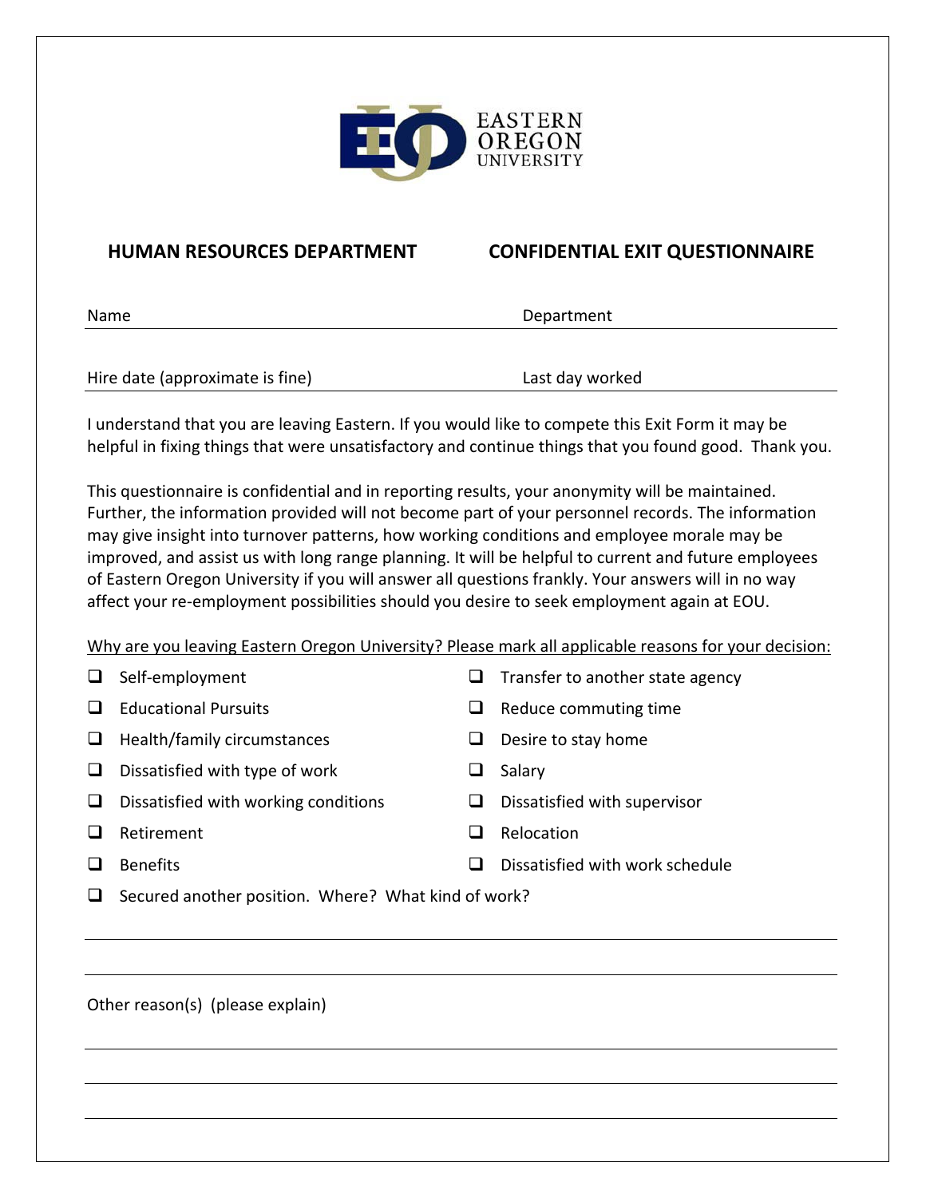EASTERN OREGON UNIVERSITY

**HUMAN RESOURCES DEPARTMENT** **CONFIDENTIAL EXIT QUESTIONNAIRE**

Name ______________________________ Department ______________________________

Hire date (approximate is fine) ______________________________ Last day worked ______________________________

I understand that you are leaving Eastern. If you would like to compete this Exit Form it may be helpful in fixing things that were unsatisfactory and continue things that you found good. Thank you.

This questionnaire is confidential and in reporting results, your anonymity will be maintained. Further, the information provided will not become part of your personnel records. The information may give insight into turnover patterns, how working conditions and employee morale may be improved, and assist us with long range planning. It will be helpful to current and future employees of Eastern Oregon University if you will answer all questions frankly. Your answers will in no way affect your re-employment possibilities should you desire to seek employment again at EOU.

Why are you leaving Eastern Oregon University? Please mark all applicable reasons for your decision:

- ❑ Self-employment
- ❑ Educational Pursuits
- ❑ Health/family circumstances
- ❑ Dissatisfied with type of work
- ❑ Dissatisfied with working conditions
- ❑ Retirement
- ❑ Benefits
- ❑ Transfer to another state agency
- ❑ Reduce commuting time
- ❑ Desire to stay home
- ❑ Salary
- ❑ Dissatisfied with supervisor
- ❑ Relocation
- ❑ Dissatisfied with work schedule
- ❑ Secured another position. Where? What kind of work?

______________________________________________________________________

______________________________________________________________________

Other reason(s) (please explain)

______________________________________________________________________

______________________________________________________________________

______________________________________________________________________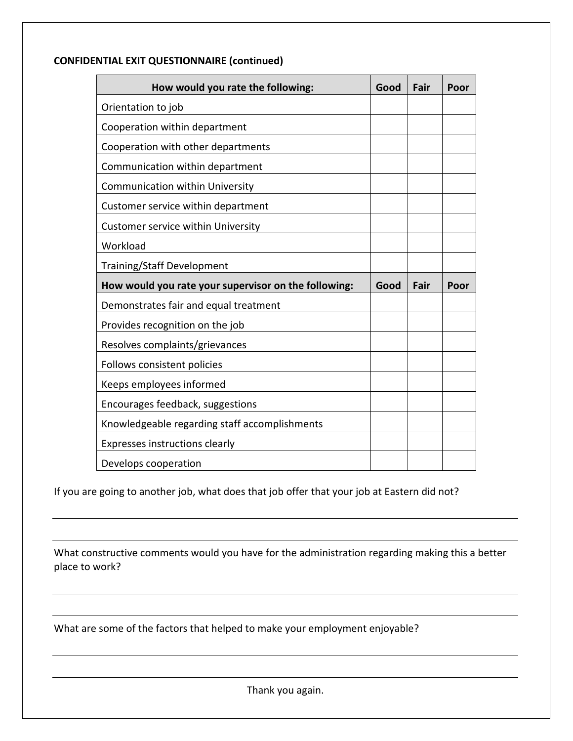**CONFIDENTIAL EXIT QUESTIONNAIRE (continued)**

| How would you rate the following: | Good | Fair | Poor |
| --- | --- | --- | --- |
| Orientation to job | | | |
| Cooperation within department | | | |
| Cooperation with other departments | | | |
| Communication within department | | | |
| Communication within University | | | |
| Customer service within department | | | |
| Customer service within University | | | |
| Workload | | | |
| Training/Staff Development | | | |
| **How would you rate your supervisor on the following:** | **Good** | **Fair** | **Poor** |
| Demonstrates fair and equal treatment | | | |
| Provides recognition on the job | | | |
| Resolves complaints/grievances | | | |
| Follows consistent policies | | | |
| Keeps employees informed | | | |
| Encourages feedback, suggestions | | | |
| Knowledgeable regarding staff accomplishments | | | |
| Expresses instructions clearly | | | |
| Develops cooperation | | | |

If you are going to another job, what does that job offer that your job at Eastern did not?

_______________________________________________________________________________

_______________________________________________________________________________

What constructive comments would you have for the administration regarding making this a better place to work?

_______________________________________________________________________________

_______________________________________________________________________________

What are some of the factors that helped to make your employment enjoyable?

_______________________________________________________________________________

_______________________________________________________________________________

Thank you again.